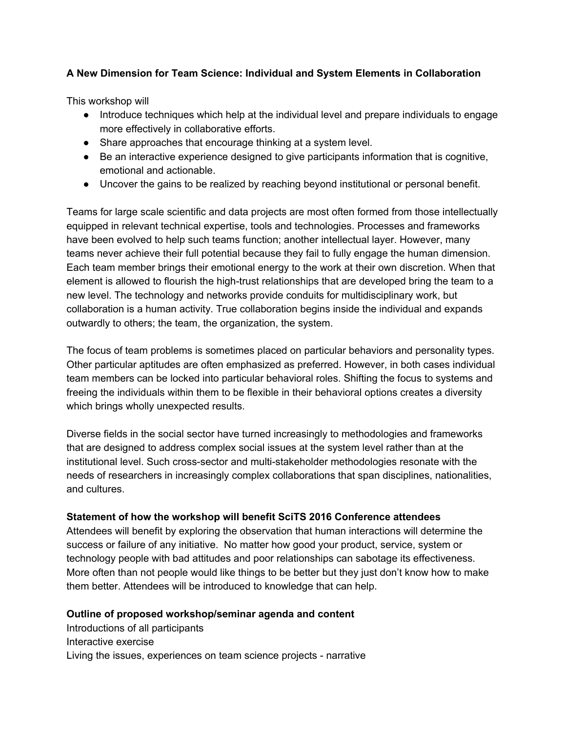**A New Dimension for Team Science: Individual and System Elements in Collaboration**

This workshop will

- Introduce techniques which help at the individual level and prepare individuals to engage more effectively in collaborative efforts.
- Share approaches that encourage thinking at a system level.
- Be an interactive experience designed to give participants information that is cognitive, emotional and actionable.
- Uncover the gains to be realized by reaching beyond institutional or personal benefit.

Teams for large scale scientific and data projects are most often formed from those intellectually equipped in relevant technical expertise, tools and technologies. Processes and frameworks have been evolved to help such teams function; another intellectual layer. However, many teams never achieve their full potential because they fail to fully engage the human dimension. Each team member brings their emotional energy to the work at their own discretion. When that element is allowed to flourish the high-trust relationships that are developed bring the team to a new level. The technology and networks provide conduits for multidisciplinary work, but collaboration is a human activity. True collaboration begins inside the individual and expands outwardly to others; the team, the organization, the system.

The focus of team problems is sometimes placed on particular behaviors and personality types. Other particular aptitudes are often emphasized as preferred. However, in both cases individual team members can be locked into particular behavioral roles. Shifting the focus to systems and freeing the individuals within them to be flexible in their behavioral options creates a diversity which brings wholly unexpected results.

Diverse fields in the social sector have turned increasingly to methodologies and frameworks that are designed to address complex social issues at the system level rather than at the institutional level. Such cross-sector and multi-stakeholder methodologies resonate with the needs of researchers in increasingly complex collaborations that span disciplines, nationalities, and cultures.

**Statement of how the workshop will benefit SciTS 2016 Conference attendees**

Attendees will benefit by exploring the observation that human interactions will determine the success or failure of any initiative. No matter how good your product, service, system or technology people with bad attitudes and poor relationships can sabotage its effectiveness. More often than not people would like things to be better but they just don't know how to make them better. Attendees will be introduced to knowledge that can help.

**Outline of proposed workshop/seminar agenda and content**

Introductions of all participants
Interactive exercise
Living the issues, experiences on team science projects - narrative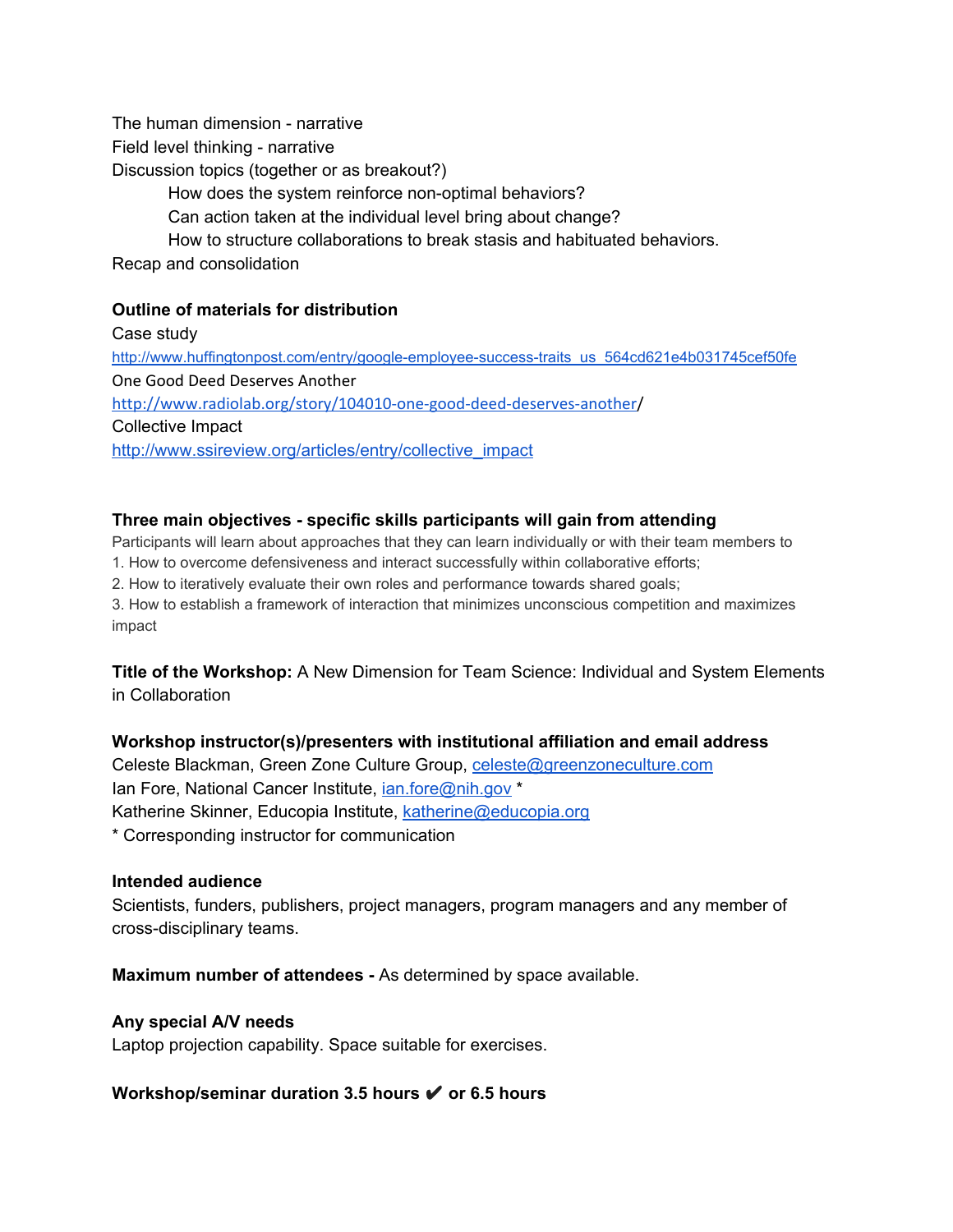The human dimension - narrative
Field level thinking - narrative
Discussion topics (together or as breakout?)

- How does the system reinforce non-optimal behaviors?
- Can action taken at the individual level bring about change?
- How to structure collaborations to break stasis and habituated behaviors.

Recap and consolidation

**Outline of materials for distribution**

Case study
http://www.huffingtonpost.com/entry/google-employee-success-traits_us_564cd621e4b031745cef50fe
One Good Deed Deserves Another
http://www.radiolab.org/story/104010-one-good-deed-deserves-another/
Collective Impact
http://www.ssireview.org/articles/entry/collective_impact

**Three main objectives - specific skills participants will gain from attending**

Participants will learn about approaches that they can learn individually or with their team members to

1. How to overcome defensiveness and interact successfully within collaborative efforts;
2. How to iteratively evaluate their own roles and performance towards shared goals;
3. How to establish a framework of interaction that minimizes unconscious competition and maximizes impact

**Title of the Workshop:** A New Dimension for Team Science: Individual and System Elements in Collaboration

**Workshop instructor(s)/presenters with institutional affiliation and email address**

Celeste Blackman, Green Zone Culture Group, celeste@greenzoneculture.com
Ian Fore, National Cancer Institute, ian.fore@nih.gov *
Katherine Skinner, Educopia Institute, katherine@educopia.org
* Corresponding instructor for communication

**Intended audience**

Scientists, funders, publishers, project managers, program managers and any member of cross-disciplinary teams.

**Maximum number of attendees -** As determined by space available.

**Any special A/V needs**

Laptop projection capability. Space suitable for exercises.

**Workshop/seminar duration 3.5 hours ✔ or 6.5 hours**